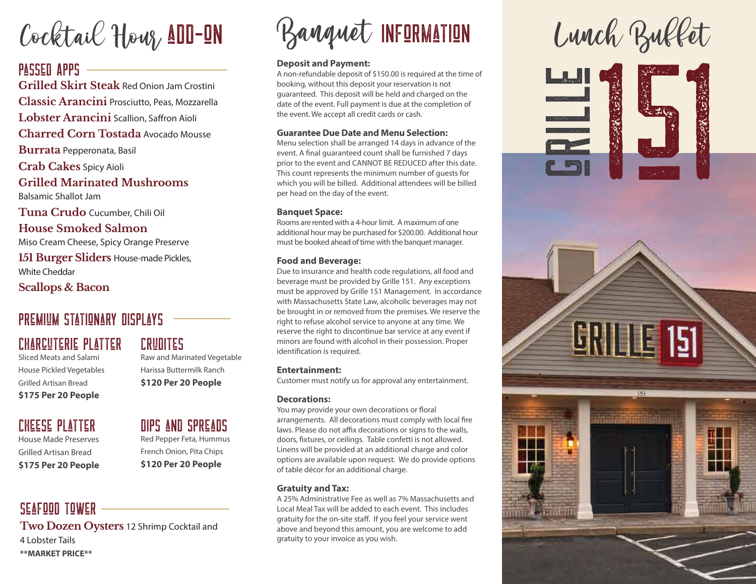# Cocktail Hour ADD-ON

## PASSED APPS

**Grilled Skirt Steak** Red Onion Jam Crostini

**Classic Arancini** Prosciutto, Peas, Mozzarella

**Lobster Arancini** Scallion, Saffron Aioli

**Charred Corn Tostada** Avocado Mousse

**Burrata** Pepperonata, Basil

**Crab Cakes** Spicy Aioli

**Grilled Marinated Mushrooms**
Balsamic Shallot Jam

**Tuna Crudo** Cucumber, Chili Oil

**House Smoked Salmon**
Miso Cream Cheese, Spicy Orange Preserve

**151 Burger Sliders** House-made Pickles, White Cheddar

**Scallops & Bacon**

## PREMIUM STATIONARY DISPLAYS

### CHARCUTERIE PLATTER

Sliced Meats and Salami
House Pickled Vegetables
Grilled Artisan Bread
**$175 Per 20 People**

### CRUDITES

Raw and Marinated Vegetable
Harissa Buttermilk Ranch
**$120 Per 20 People**

### CHEESE PLATTER

House Made Preserves
Grilled Artisan Bread
**$175 Per 20 People**

### DIPS AND SPREADS

Red Pepper Feta, Hummus
French Onion, Pita Chips
**$120 Per 20 People**

## SEAFOOD TOWER

**Two Dozen Oysters** 12 Shrimp Cocktail and 4 Lobster Tails
**\*\*MARKET PRICE\*\***

# Banquet INFORMATION

**Deposit and Payment:**
A non-refundable deposit of $150.00 is required at the time of booking, without this deposit your reservation is not guaranteed. This deposit will be held and charged on the date of the event. Full payment is due at the completion of the event. We accept all credit cards or cash.

**Guarantee Due Date and Menu Selection:**
Menu selection shall be arranged 14 days in advance of the event. A final guaranteed count shall be furnished 7 days prior to the event and CANNOT BE REDUCED after this date. This count represents the minimum number of guests for which you will be billed. Additional attendees will be billed per head on the day of the event.

**Banquet Space:**
Rooms are rented with a 4-hour limit. A maximum of one additional hour may be purchased for $200.00. Additional hour must be booked ahead of time with the banquet manager.

**Food and Beverage:**
Due to insurance and health code regulations, all food and beverage must be provided by Grille 151. Any exceptions must be approved by Grille 151 Management. In accordance with Massachusetts State Law, alcoholic beverages may not be brought in or removed from the premises. We reserve the right to refuse alcohol service to anyone at any time. We reserve the right to discontinue bar service at any event if minors are found with alcohol in their possession. Proper identification is required.

**Entertainment:**
Customer must notify us for approval any entertainment.

**Decorations:**
You may provide your own decorations or floral arrangements. All decorations must comply with local fire laws. Please do not affix decorations or signs to the walls, doors, fixtures, or ceilings. Table confetti is not allowed. Linens will be provided at an additional charge and color options are available upon request. We do provide options of table décor for an additional charge.

**Gratuity and Tax:**
A 25% Administrative Fee as well as 7% Massachusetts and Local Meal Tax will be added to each event. This includes gratuity for the on-site staff. If you feel your service went above and beyond this amount, you are welcome to add gratuity to your invoice as you wish.

# Lunch Buffet

GRILLE 151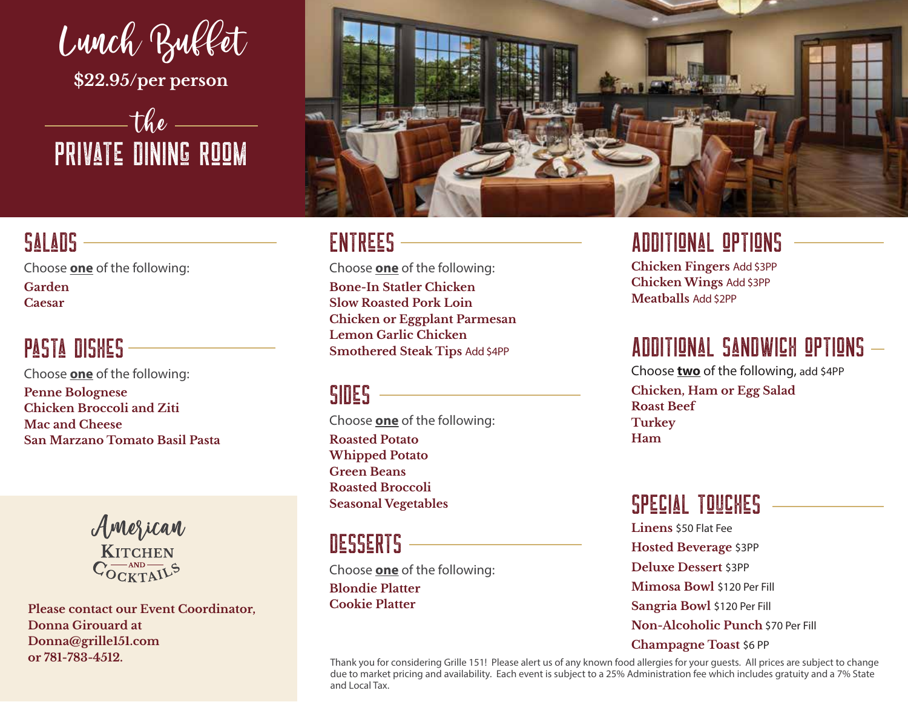# Lunch Buffet

**$22.95/per person**

## the PRIVATE DINING ROOM

## SALADS

Choose **one** of the following:

**Garden**
**Caesar**

## PASTA DISHES

Choose **one** of the following:

**Penne Bolognese**
**Chicken Broccoli and Ziti**
**Mac and Cheese**
**San Marzano Tomato Basil Pasta**

## ENTREES

Choose **one** of the following:

**Bone-In Statler Chicken**
**Slow Roasted Pork Loin**
**Chicken or Eggplant Parmesan**
**Lemon Garlic Chicken**
**Smothered Steak Tips** Add $4PP

## SIDES

Choose **one** of the following:

**Roasted Potato**
**Whipped Potato**
**Green Beans**
**Roasted Broccoli**
**Seasonal Vegetables**

## DESSERTS

Choose **one** of the following:

**Blondie Platter**
**Cookie Platter**

## ADDITIONAL OPTIONS

**Chicken Fingers** Add $3PP
**Chicken Wings** Add $3PP
**Meatballs** Add $2PP

## ADDITIONAL SANDWICH OPTIONS

Choose **two** of the following, add $4PP

**Chicken, Ham or Egg Salad**
**Roast Beef**
**Turkey**
**Ham**

## SPECIAL TOUCHES

**Linens** $50 Flat Fee
**Hosted Beverage** $3PP
**Deluxe Dessert** $3PP
**Mimosa Bowl** $120 Per Fill
**Sangria Bowl** $120 Per Fill
**Non-Alcoholic Punch** $70 Per Fill
**Champagne Toast** $6 PP

American Kitchen and Cocktails

**Please contact our Event Coordinator, Donna Girouard at Donna@grille151.com or 781-783-4512.**

Thank you for considering Grille 151! Please alert us of any known food allergies for your guests. All prices are subject to change due to market pricing and availability. Each event is subject to a 25% Administration fee which includes gratuity and a 7% State and Local Tax.